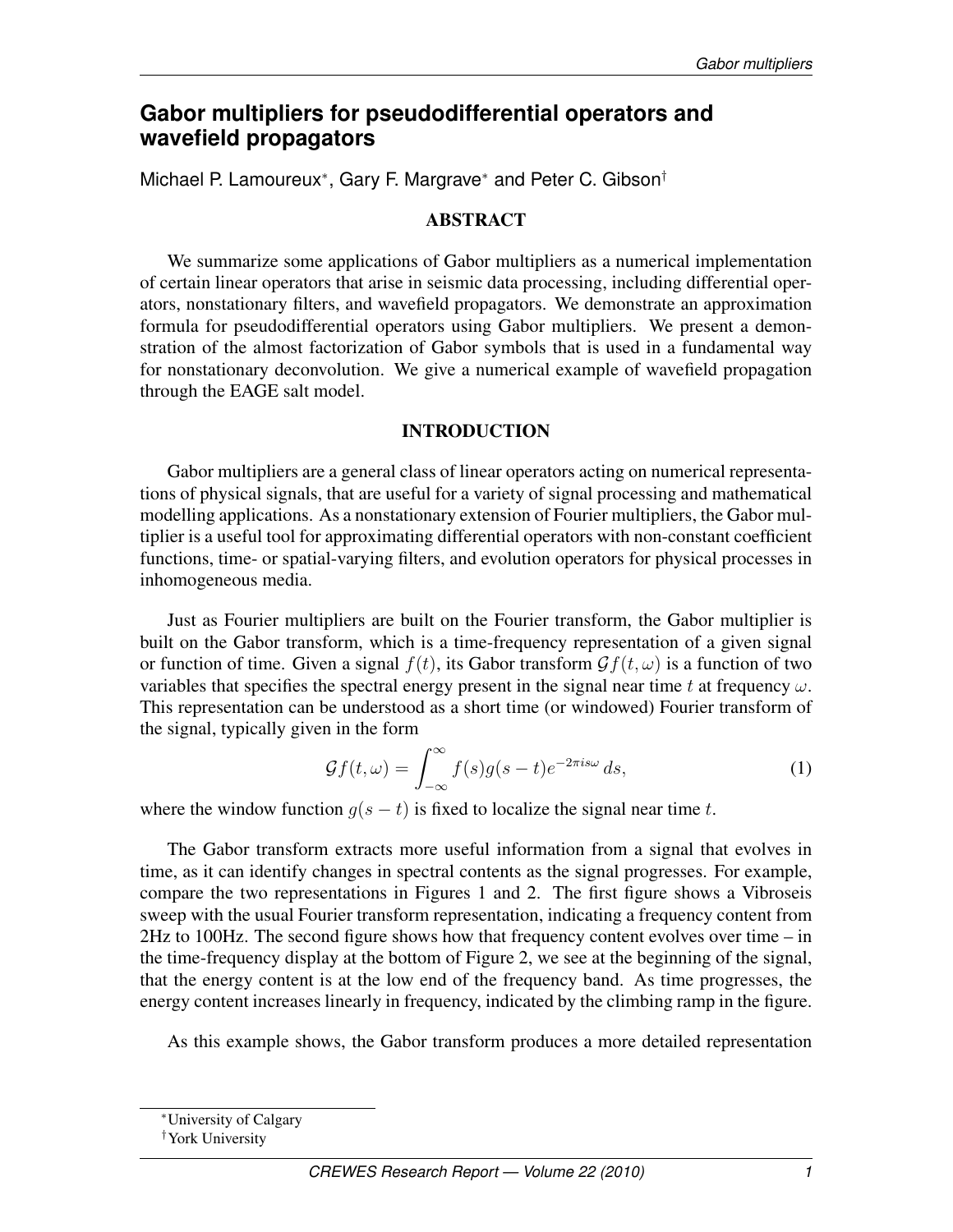# Gabor multipliers for pseudodifferential operators and wavefield propagators

Michael P. Lamoureux[*], Gary F. Margrave[*] and Peter C. Gibson[†]

## ABSTRACT

We summarize some applications of Gabor multipliers as a numerical implementation of certain linear operators that arise in seismic data processing, including differential operators, nonstationary filters, and wavefield propagators. We demonstrate an approximation formula for pseudodifferential operators using Gabor multipliers. We present a demonstration of the almost factorization of Gabor symbols that is used in a fundamental way for nonstationary deconvolution. We give a numerical example of wavefield propagation through the EAGE salt model.

## INTRODUCTION

Gabor multipliers are a general class of linear operators acting on numerical representations of physical signals, that are useful for a variety of signal processing and mathematical modelling applications. As a nonstationary extension of Fourier multipliers, the Gabor multiplier is a useful tool for approximating differential operators with non-constant coefficient functions, time- or spatial-varying filters, and evolution operators for physical processes in inhomogeneous media.

Just as Fourier multipliers are built on the Fourier transform, the Gabor multiplier is built on the Gabor transform, which is a time-frequency representation of a given signal or function of time. Given a signal $f(t)$, its Gabor transform $\mathcal{G}f(t,\omega)$ is a function of two variables that specifies the spectral energy present in the signal near time $t$ at frequency $\omega$. This representation can be understood as a short time (or windowed) Fourier transform of the signal, typically given in the form

$$\mathcal{G}f(t,\omega) = \int_{-\infty}^{\infty} f(s)g(s-t)e^{-2\pi i s\omega}\, ds, \tag{1}$$

where the window function $g(s-t)$ is fixed to localize the signal near time $t$.

The Gabor transform extracts more useful information from a signal that evolves in time, as it can identify changes in spectral contents as the signal progresses. For example, compare the two representations in Figures 1 and 2. The first figure shows a Vibroseis sweep with the usual Fourier transform representation, indicating a frequency content from 2Hz to 100Hz. The second figure shows how that frequency content evolves over time – in the time-frequency display at the bottom of Figure 2, we see at the beginning of the signal, that the energy content is at the low end of the frequency band. As time progresses, the energy content increases linearly in frequency, indicated by the climbing ramp in the figure.

As this example shows, the Gabor transform produces a more detailed representation

---

[*] University of Calgary

[†] York University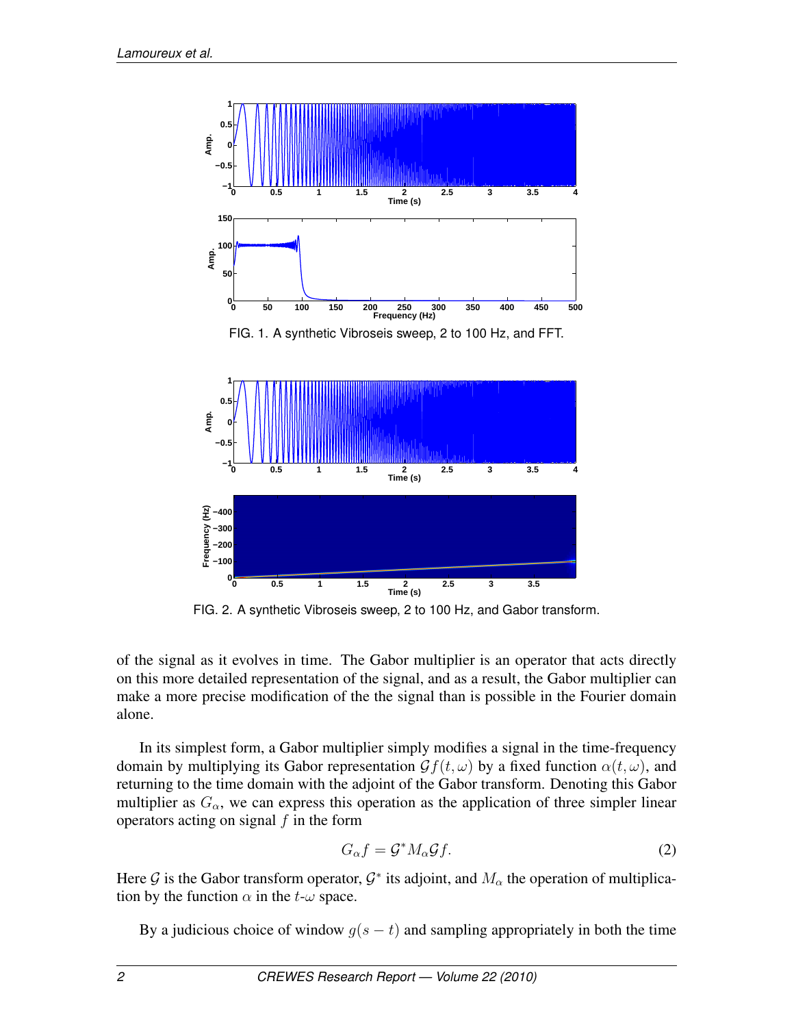FIG. 1. A synthetic Vibroseis sweep, 2 to 100 Hz, and FFT.

FIG. 2. A synthetic Vibroseis sweep, 2 to 100 Hz, and Gabor transform.

of the signal as it evolves in time. The Gabor multiplier is an operator that acts directly on this more detailed representation of the signal, and as a result, the Gabor multiplier can make a more precise modification of the the signal than is possible in the Fourier domain alone.

In its simplest form, a Gabor multiplier simply modifies a signal in the time-frequency domain by multiplying its Gabor representation $\mathcal{G}f(t,\omega)$ by a fixed function $\alpha(t,\omega)$, and returning to the time domain with the adjoint of the Gabor transform. Denoting this Gabor multiplier as $G_\alpha$, we can express this operation as the application of three simpler linear operators acting on signal $f$ in the form

$$G_\alpha f = \mathcal{G}^* M_\alpha \mathcal{G} f. \tag{2}$$

Here $\mathcal{G}$ is the Gabor transform operator, $\mathcal{G}^*$ its adjoint, and $M_\alpha$ the operation of multiplication by the function $\alpha$ in the $t$-$\omega$ space.

By a judicious choice of window $g(s-t)$ and sampling appropriately in both the time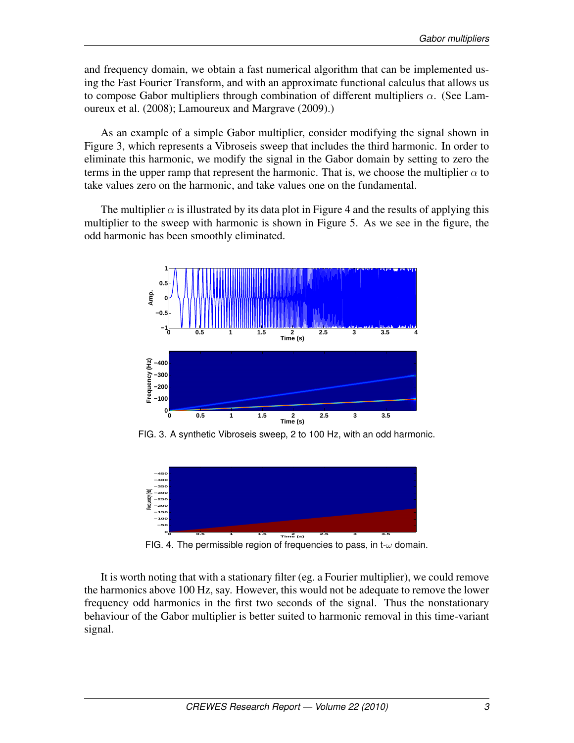and frequency domain, we obtain a fast numerical algorithm that can be implemented using the Fast Fourier Transform, and with an approximate functional calculus that allows us to compose Gabor multipliers through combination of different multipliers $\alpha$. (See Lamoureux et al. (2008); Lamoureux and Margrave (2009).)

As an example of a simple Gabor multiplier, consider modifying the signal shown in Figure 3, which represents a Vibroseis sweep that includes the third harmonic. In order to eliminate this harmonic, we modify the signal in the Gabor domain by setting to zero the terms in the upper ramp that represent the harmonic. That is, we choose the multiplier $\alpha$ to take values zero on the harmonic, and take values one on the fundamental.

The multiplier $\alpha$ is illustrated by its data plot in Figure 4 and the results of applying this multiplier to the sweep with harmonic is shown in Figure 5. As we see in the figure, the odd harmonic has been smoothly eliminated.

FIG. 3. A synthetic Vibroseis sweep, 2 to 100 Hz, with an odd harmonic.

FIG. 4. The permissible region of frequencies to pass, in t-$\omega$ domain.

It is worth noting that with a stationary filter (eg. a Fourier multiplier), we could remove the harmonics above 100 Hz, say. However, this would not be adequate to remove the lower frequency odd harmonics in the first two seconds of the signal. Thus the nonstationary behaviour of the Gabor multiplier is better suited to harmonic removal in this time-variant signal.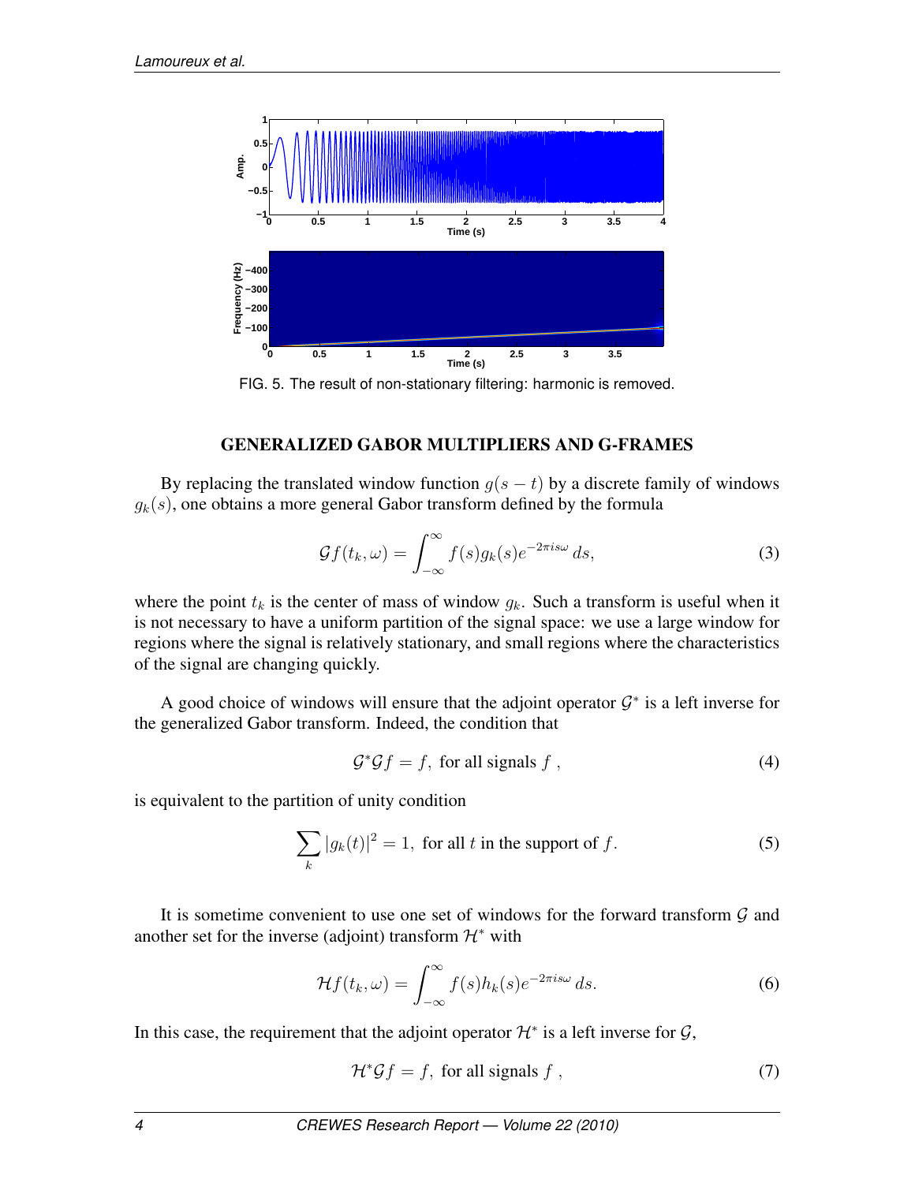FIG. 5. The result of non-stationary filtering: harmonic is removed.

## GENERALIZED GABOR MULTIPLIERS AND G-FRAMES

By replacing the translated window function $g(s-t)$ by a discrete family of windows $g_k(s)$, one obtains a more general Gabor transform defined by the formula

$$\mathcal{G}f(t_k, \omega) = \int_{-\infty}^{\infty} f(s) g_k(s) e^{-2\pi i s \omega} \, ds, \tag{3}$$

where the point $t_k$ is the center of mass of window $g_k$. Such a transform is useful when it is not necessary to have a uniform partition of the signal space: we use a large window for regions where the signal is relatively stationary, and small regions where the characteristics of the signal are changing quickly.

A good choice of windows will ensure that the adjoint operator $\mathcal{G}^*$ is a left inverse for the generalized Gabor transform. Indeed, the condition that

$$\mathcal{G}^* \mathcal{G} f = f, \text{ for all signals } f\ , \tag{4}$$

is equivalent to the partition of unity condition

$$\sum_k |g_k(t)|^2 = 1, \text{ for all } t \text{ in the support of } f. \tag{5}$$

It is sometime convenient to use one set of windows for the forward transform $\mathcal{G}$ and another set for the inverse (adjoint) transform $\mathcal{H}^*$ with

$$\mathcal{H}f(t_k, \omega) = \int_{-\infty}^{\infty} f(s) h_k(s) e^{-2\pi i s \omega} \, ds. \tag{6}$$

In this case, the requirement that the adjoint operator $\mathcal{H}^*$ is a left inverse for $\mathcal{G}$,

$$\mathcal{H}^* \mathcal{G} f = f, \text{ for all signals } f\ , \tag{7}$$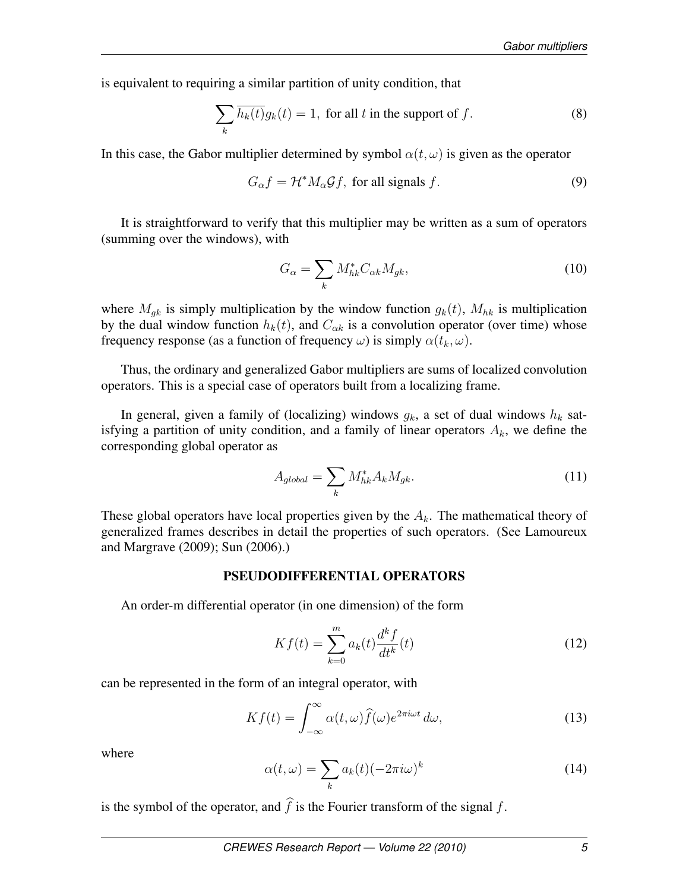is equivalent to requiring a similar partition of unity condition, that

$$\sum_k \overline{h_k(t)} g_k(t) = 1, \text{ for all } t \text{ in the support of } f. \tag{8}$$

In this case, the Gabor multiplier determined by symbol $\alpha(t,\omega)$ is given as the operator

$$G_\alpha f = \mathcal{H}^* M_\alpha \mathcal{G} f, \text{ for all signals } f. \tag{9}$$

It is straightforward to verify that this multiplier may be written as a sum of operators (summing over the windows), with

$$G_\alpha = \sum_k M_{hk}^* C_{\alpha k} M_{gk}, \tag{10}$$

where $M_{gk}$ is simply multiplication by the window function $g_k(t)$, $M_{hk}$ is multiplication by the dual window function $h_k(t)$, and $C_{\alpha k}$ is a convolution operator (over time) whose frequency response (as a function of frequency $\omega$) is simply $\alpha(t_k, \omega)$.

Thus, the ordinary and generalized Gabor multipliers are sums of localized convolution operators. This is a special case of operators built from a localizing frame.

In general, given a family of (localizing) windows $g_k$, a set of dual windows $h_k$ satisfying a partition of unity condition, and a family of linear operators $A_k$, we define the corresponding global operator as

$$A_{global} = \sum_k M_{hk}^* A_k M_{gk}. \tag{11}$$

These global operators have local properties given by the $A_k$. The mathematical theory of generalized frames describes in detail the properties of such operators. (See Lamoureux and Margrave (2009); Sun (2006).)

## PSEUDODIFFERENTIAL OPERATORS

An order-m differential operator (in one dimension) of the form

$$Kf(t) = \sum_{k=0}^{m} a_k(t) \frac{d^k f}{dt^k}(t) \tag{12}$$

can be represented in the form of an integral operator, with

$$Kf(t) = \int_{-\infty}^{\infty} \alpha(t,\omega) \widehat{f}(\omega) e^{2\pi i \omega t}\, d\omega, \tag{13}$$

where

$$\alpha(t,\omega) = \sum_k a_k(t)(-2\pi i \omega)^k \tag{14}$$

is the symbol of the operator, and $\widehat{f}$ is the Fourier transform of the signal $f$.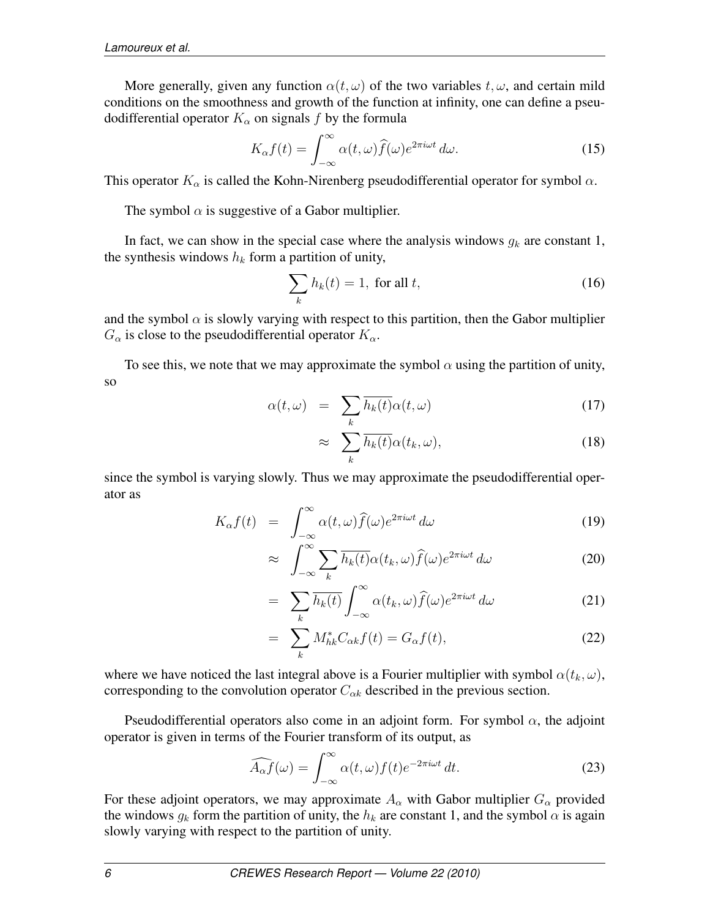More generally, given any function $\alpha(t, \omega)$ of the two variables $t, \omega$, and certain mild conditions on the smoothness and growth of the function at infinity, one can define a pseudodifferential operator $K_\alpha$ on signals $f$ by the formula

$$K_\alpha f(t) = \int_{-\infty}^{\infty} \alpha(t, \omega) \widehat{f}(\omega) e^{2\pi i \omega t} \, d\omega. \tag{15}$$

This operator $K_\alpha$ is called the Kohn-Nirenberg pseudodifferential operator for symbol $\alpha$.

The symbol $\alpha$ is suggestive of a Gabor multiplier.

In fact, we can show in the special case where the analysis windows $g_k$ are constant 1, the synthesis windows $h_k$ form a partition of unity,

$$\sum_k h_k(t) = 1, \text{ for all } t, \tag{16}$$

and the symbol $\alpha$ is slowly varying with respect to this partition, then the Gabor multiplier $G_\alpha$ is close to the pseudodifferential operator $K_\alpha$.

To see this, we note that we may approximate the symbol $\alpha$ using the partition of unity, so

$$\begin{aligned} \alpha(t, \omega) &= \sum_k \overline{h_k(t)} \alpha(t, \omega) & (17) \\ &\approx \sum_k \overline{h_k(t)} \alpha(t_k, \omega), & (18) \end{aligned}$$

since the symbol is varying slowly. Thus we may approximate the pseudodifferential operator as

$$\begin{aligned} K_\alpha f(t) &= \int_{-\infty}^{\infty} \alpha(t, \omega) \widehat{f}(\omega) e^{2\pi i \omega t} \, d\omega & (19) \\ &\approx \int_{-\infty}^{\infty} \sum_k \overline{h_k(t)} \alpha(t_k, \omega) \widehat{f}(\omega) e^{2\pi i \omega t} \, d\omega & (20) \\ &= \sum_k \overline{h_k(t)} \int_{-\infty}^{\infty} \alpha(t_k, \omega) \widehat{f}(\omega) e^{2\pi i \omega t} \, d\omega & (21) \\ &= \sum_k M_{hk}^* C_{\alpha k} f(t) = G_\alpha f(t), & (22) \end{aligned}$$

where we have noticed the last integral above is a Fourier multiplier with symbol $\alpha(t_k, \omega)$, corresponding to the convolution operator $C_{\alpha k}$ described in the previous section.

Pseudodifferential operators also come in an adjoint form. For symbol $\alpha$, the adjoint operator is given in terms of the Fourier transform of its output, as

$$\widehat{A_\alpha f}(\omega) = \int_{-\infty}^{\infty} \alpha(t, \omega) f(t) e^{-2\pi i \omega t} \, dt. \tag{23}$$

For these adjoint operators, we may approximate $A_\alpha$ with Gabor multiplier $G_\alpha$ provided the windows $g_k$ form the partition of unity, the $h_k$ are constant 1, and the symbol $\alpha$ is again slowly varying with respect to the partition of unity.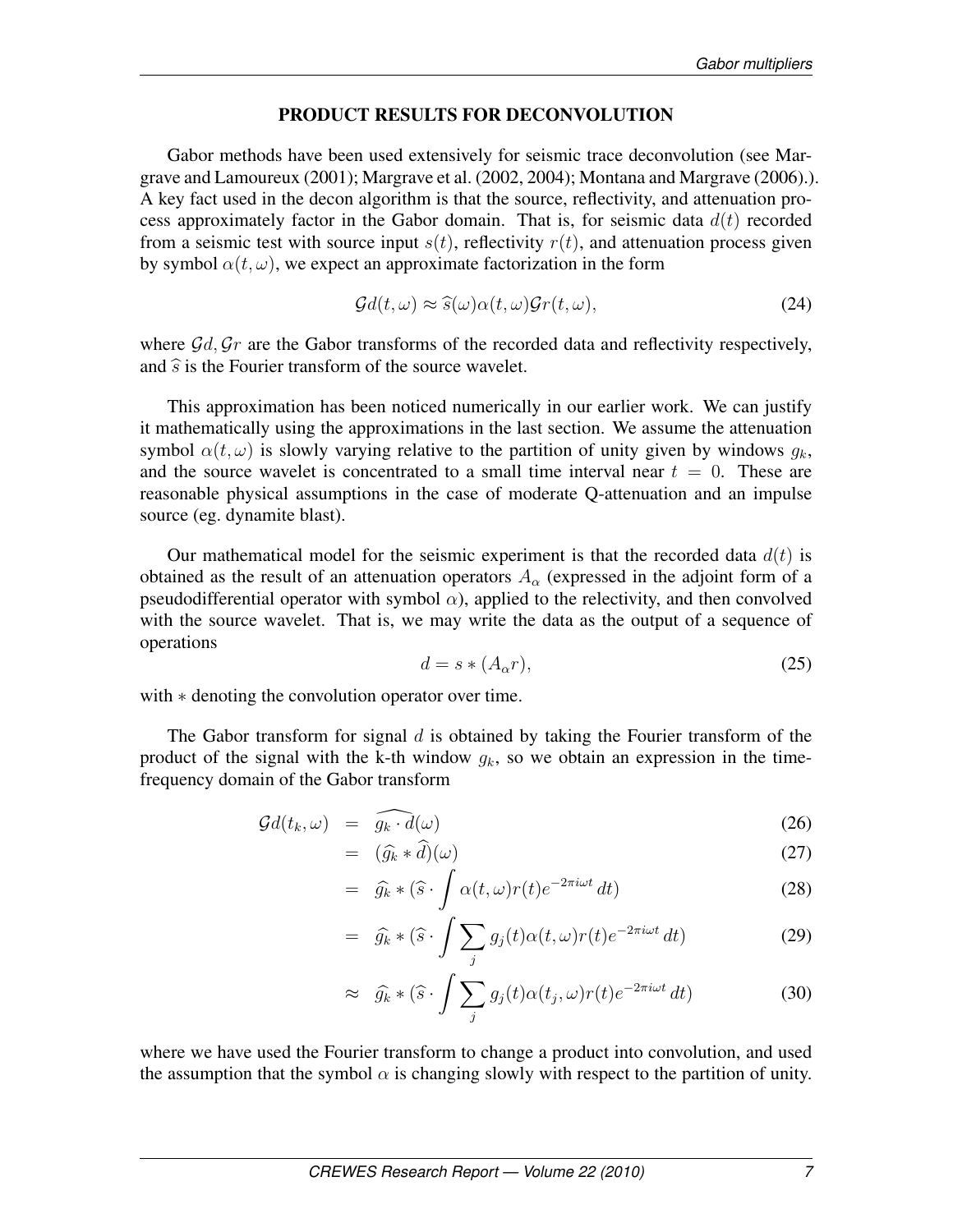## PRODUCT RESULTS FOR DECONVOLUTION

Gabor methods have been used extensively for seismic trace deconvolution (see Margrave and Lamoureux (2001); Margrave et al. (2002, 2004); Montana and Margrave (2006).). A key fact used in the decon algorithm is that the source, reflectivity, and attenuation process approximately factor in the Gabor domain. That is, for seismic data $d(t)$ recorded from a seismic test with source input $s(t)$, reflectivity $r(t)$, and attenuation process given by symbol $\alpha(t, \omega)$, we expect an approximate factorization in the form

$$\mathcal{G}d(t, \omega) \approx \widehat{s}(\omega)\alpha(t, \omega)\mathcal{G}r(t, \omega), \tag{24}$$

where $\mathcal{G}d, \mathcal{G}r$ are the Gabor transforms of the recorded data and reflectivity respectively, and $\widehat{s}$ is the Fourier transform of the source wavelet.

This approximation has been noticed numerically in our earlier work. We can justify it mathematically using the approximations in the last section. We assume the attenuation symbol $\alpha(t, \omega)$ is slowly varying relative to the partition of unity given by windows $g_k$, and the source wavelet is concentrated to a small time interval near $t = 0$. These are reasonable physical assumptions in the case of moderate Q-attenuation and an impulse source (eg. dynamite blast).

Our mathematical model for the seismic experiment is that the recorded data $d(t)$ is obtained as the result of an attenuation operators $A_\alpha$ (expressed in the adjoint form of a pseudodifferential operator with symbol $\alpha$), applied to the relectivity, and then convolved with the source wavelet. That is, we may write the data as the output of a sequence of operations

$$d = s * (A_\alpha r), \tag{25}$$

with $*$ denoting the convolution operator over time.

The Gabor transform for signal $d$ is obtained by taking the Fourier transform of the product of the signal with the k-th window $g_k$, so we obtain an expression in the time-frequency domain of the Gabor transform

$$\begin{aligned}
\mathcal{G}d(t_k, \omega) &= \widehat{g_k \cdot d}(\omega) && (26)\\
&= (\widehat{g}_k * \widehat{d})(\omega) && (27)\\
&= \widehat{g}_k * (\widehat{s} \cdot \int \alpha(t, \omega) r(t) e^{-2\pi i \omega t}\, dt) && (28)\\
&= \widehat{g}_k * (\widehat{s} \cdot \int \sum_j g_j(t) \alpha(t, \omega) r(t) e^{-2\pi i \omega t}\, dt) && (29)\\
&\approx \widehat{g}_k * (\widehat{s} \cdot \int \sum_j g_j(t) \alpha(t_j, \omega) r(t) e^{-2\pi i \omega t}\, dt) && (30)
\end{aligned}$$

where we have used the Fourier transform to change a product into convolution, and used the assumption that the symbol $\alpha$ is changing slowly with respect to the partition of unity.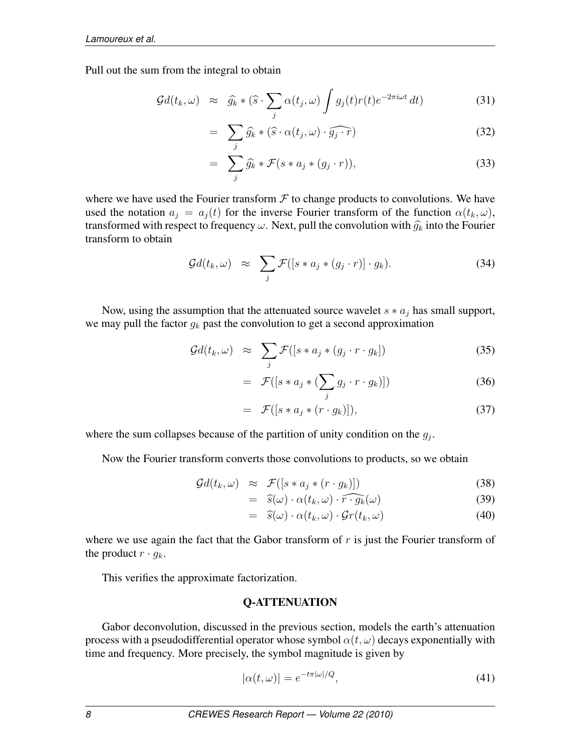Pull out the sum from the integral to obtain

$$
\begin{aligned}
\mathcal{G}d(t_k, \omega) &\approx \widehat{g_k} * (\widehat{s} \cdot \sum_j \alpha(t_j, \omega) \int g_j(t) r(t) e^{-2\pi i \omega t} \, dt) && (31) \\
&= \sum_j \widehat{g_k} * (\widehat{s} \cdot \alpha(t_j, \omega) \cdot \widehat{g_j \cdot r}) && (32) \\
&= \sum_j \widehat{g_k} * \mathcal{F}(s * a_j * (g_j \cdot r)), && (33)
\end{aligned}
$$

where we have used the Fourier transform $\mathcal{F}$ to change products to convolutions. We have used the notation $a_j = a_j(t)$ for the inverse Fourier transform of the function $\alpha(t_k, \omega)$, transformed with respect to frequency $\omega$. Next, pull the convolution with $\widehat{g_k}$ into the Fourier transform to obtain

$$
\mathcal{G}d(t_k, \omega) \approx \sum_j \mathcal{F}([s * a_j * (g_j \cdot r)] \cdot g_k). \quad (34)
$$

Now, using the assumption that the attenuated source wavelet $s * a_j$ has small support, we may pull the factor $g_k$ past the convolution to get a second approximation

$$
\begin{aligned}
\mathcal{G}d(t_k, \omega) &\approx \sum_j \mathcal{F}([s * a_j * (g_j \cdot r \cdot g_k]) && (35) \\
&= \mathcal{F}([s * a_j * (\sum_j g_j \cdot r \cdot g_k)]) && (36) \\
&= \mathcal{F}([s * a_j * (r \cdot g_k)]), && (37)
\end{aligned}
$$

where the sum collapses because of the partition of unity condition on the $g_j$.

Now the Fourier transform converts those convolutions to products, so we obtain

$$
\begin{aligned}
\mathcal{G}d(t_k, \omega) &\approx \mathcal{F}([s * a_j * (r \cdot g_k)]) && (38) \\
&= \widehat{s}(\omega) \cdot \alpha(t_k, \omega) \cdot \widehat{r \cdot g_k}(\omega) && (39) \\
&= \widehat{s}(\omega) \cdot \alpha(t_k, \omega) \cdot \mathcal{G}r(t_k, \omega) && (40)
\end{aligned}
$$

where we use again the fact that the Gabor transform of $r$ is just the Fourier transform of the product $r \cdot g_k$.

This verifies the approximate factorization.

## Q-ATTENUATION

Gabor deconvolution, discussed in the previous section, models the earth's attenuation process with a pseudodifferential operator whose symbol $\alpha(t, \omega)$ decays exponentially with time and frequency. More precisely, the symbol magnitude is given by

$$
|\alpha(t, \omega)| = e^{-t\pi|\omega|/Q}, \quad (41)
$$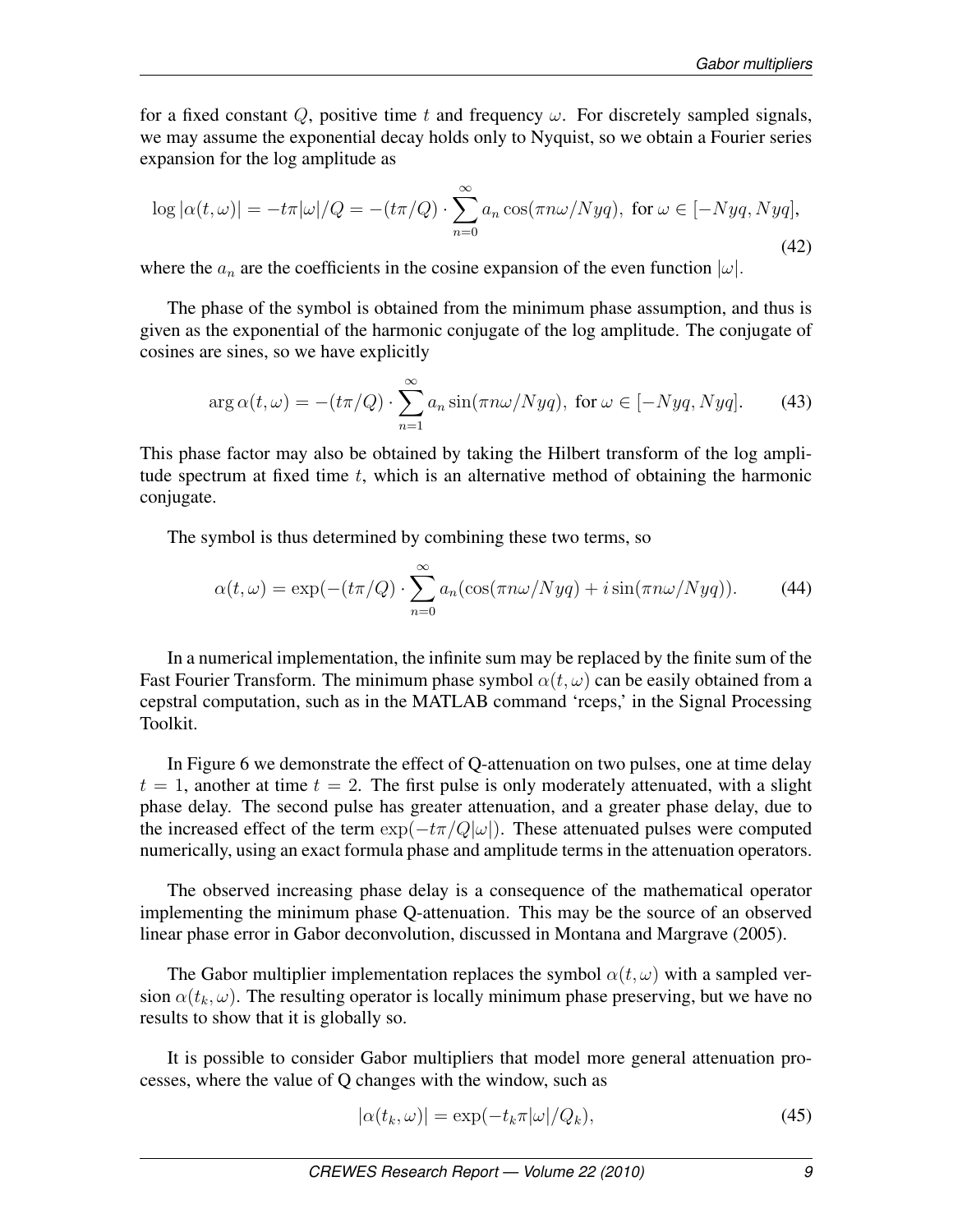for a fixed constant $Q$, positive time $t$ and frequency $\omega$. For discretely sampled signals, we may assume the exponential decay holds only to Nyquist, so we obtain a Fourier series expansion for the log amplitude as

$$\log |\alpha(t,\omega)| = -t\pi|\omega|/Q = -(t\pi/Q) \cdot \sum_{n=0}^{\infty} a_n \cos(\pi n\omega/Nyq), \text{ for } \omega \in [-Nyq, Nyq], \tag{42}$$

where the $a_n$ are the coefficients in the cosine expansion of the even function $|\omega|$.

The phase of the symbol is obtained from the minimum phase assumption, and thus is given as the exponential of the harmonic conjugate of the log amplitude. The conjugate of cosines are sines, so we have explicitly

$$\arg \alpha(t,\omega) = -(t\pi/Q) \cdot \sum_{n=1}^{\infty} a_n \sin(\pi n\omega/Nyq), \text{ for } \omega \in [-Nyq, Nyq]. \tag{43}$$

This phase factor may also be obtained by taking the Hilbert transform of the log amplitude spectrum at fixed time $t$, which is an alternative method of obtaining the harmonic conjugate.

The symbol is thus determined by combining these two terms, so

$$\alpha(t,\omega) = \exp(-(t\pi/Q) \cdot \sum_{n=0}^{\infty} a_n(\cos(\pi n\omega/Nyq) + i\sin(\pi n\omega/Nyq)). \tag{44}$$

In a numerical implementation, the infinite sum may be replaced by the finite sum of the Fast Fourier Transform. The minimum phase symbol $\alpha(t,\omega)$ can be easily obtained from a cepstral computation, such as in the MATLAB command 'rceps,' in the Signal Processing Toolkit.

In Figure 6 we demonstrate the effect of Q-attenuation on two pulses, one at time delay $t = 1$, another at time $t = 2$. The first pulse is only moderately attenuated, with a slight phase delay. The second pulse has greater attenuation, and a greater phase delay, due to the increased effect of the term $\exp(-t\pi/Q|\omega|)$. These attenuated pulses were computed numerically, using an exact formula phase and amplitude terms in the attenuation operators.

The observed increasing phase delay is a consequence of the mathematical operator implementing the minimum phase Q-attenuation. This may be the source of an observed linear phase error in Gabor deconvolution, discussed in Montana and Margrave (2005).

The Gabor multiplier implementation replaces the symbol $\alpha(t,\omega)$ with a sampled version $\alpha(t_k,\omega)$. The resulting operator is locally minimum phase preserving, but we have no results to show that it is globally so.

It is possible to consider Gabor multipliers that model more general attenuation processes, where the value of Q changes with the window, such as

$$|\alpha(t_k,\omega)| = \exp(-t_k\pi|\omega|/Q_k), \tag{45}$$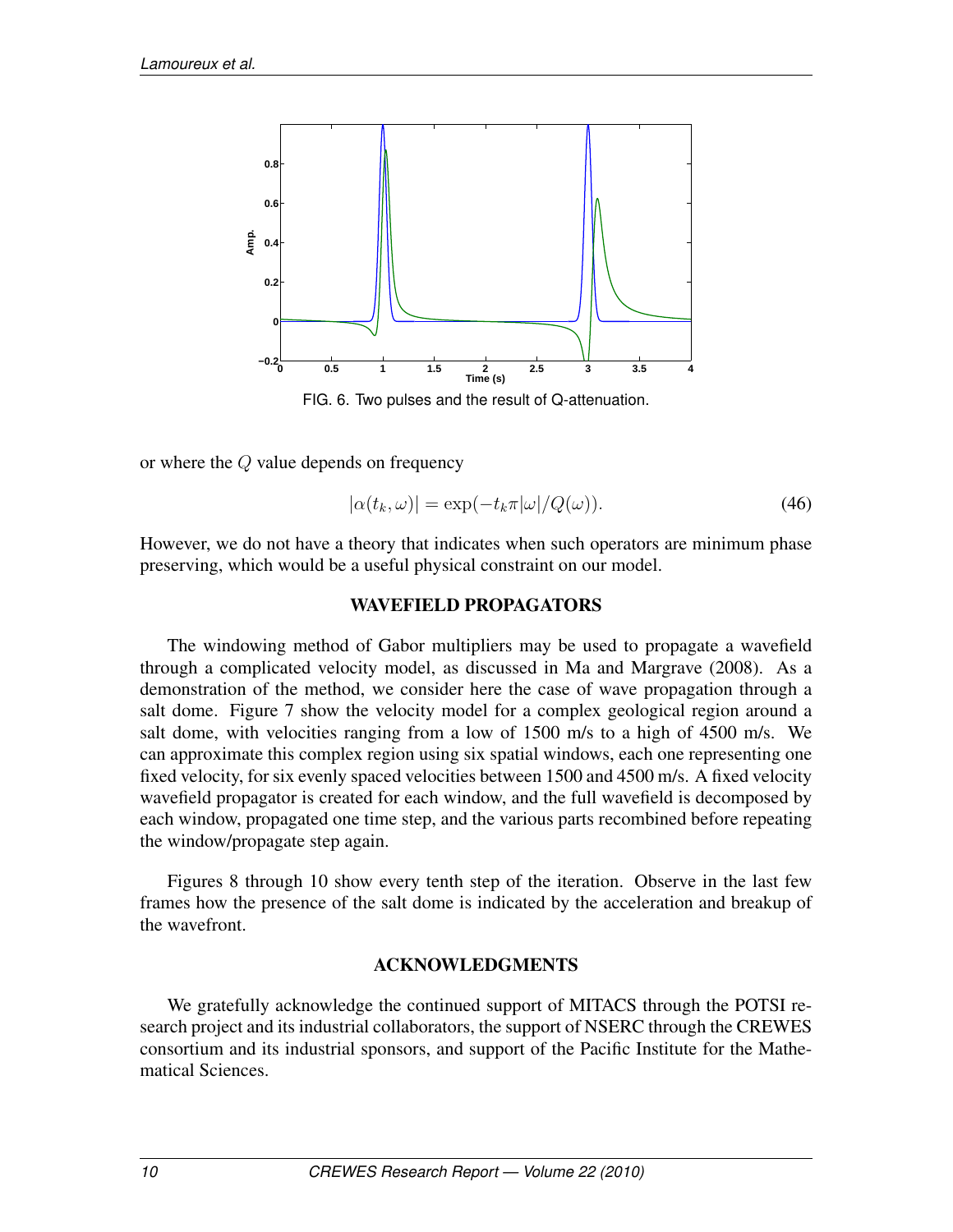FIG. 6. Two pulses and the result of Q-attenuation.

or where the $Q$ value depends on frequency

$$|\alpha(t_k, \omega)| = \exp(-t_k \pi |\omega| / Q(\omega)). \tag{46}$$

However, we do not have a theory that indicates when such operators are minimum phase preserving, which would be a useful physical constraint on our model.

## WAVEFIELD PROPAGATORS

The windowing method of Gabor multipliers may be used to propagate a wavefield through a complicated velocity model, as discussed in Ma and Margrave (2008). As a demonstration of the method, we consider here the case of wave propagation through a salt dome. Figure 7 show the velocity model for a complex geological region around a salt dome, with velocities ranging from a low of 1500 m/s to a high of 4500 m/s. We can approximate this complex region using six spatial windows, each one representing one fixed velocity, for six evenly spaced velocities between 1500 and 4500 m/s. A fixed velocity wavefield propagator is created for each window, and the full wavefield is decomposed by each window, propagated one time step, and the various parts recombined before repeating the window/propagate step again.

Figures 8 through 10 show every tenth step of the iteration. Observe in the last few frames how the presence of the salt dome is indicated by the acceleration and breakup of the wavefront.

## ACKNOWLEDGMENTS

We gratefully acknowledge the continued support of MITACS through the POTSI research project and its industrial collaborators, the support of NSERC through the CREWES consortium and its industrial sponsors, and support of the Pacific Institute for the Mathematical Sciences.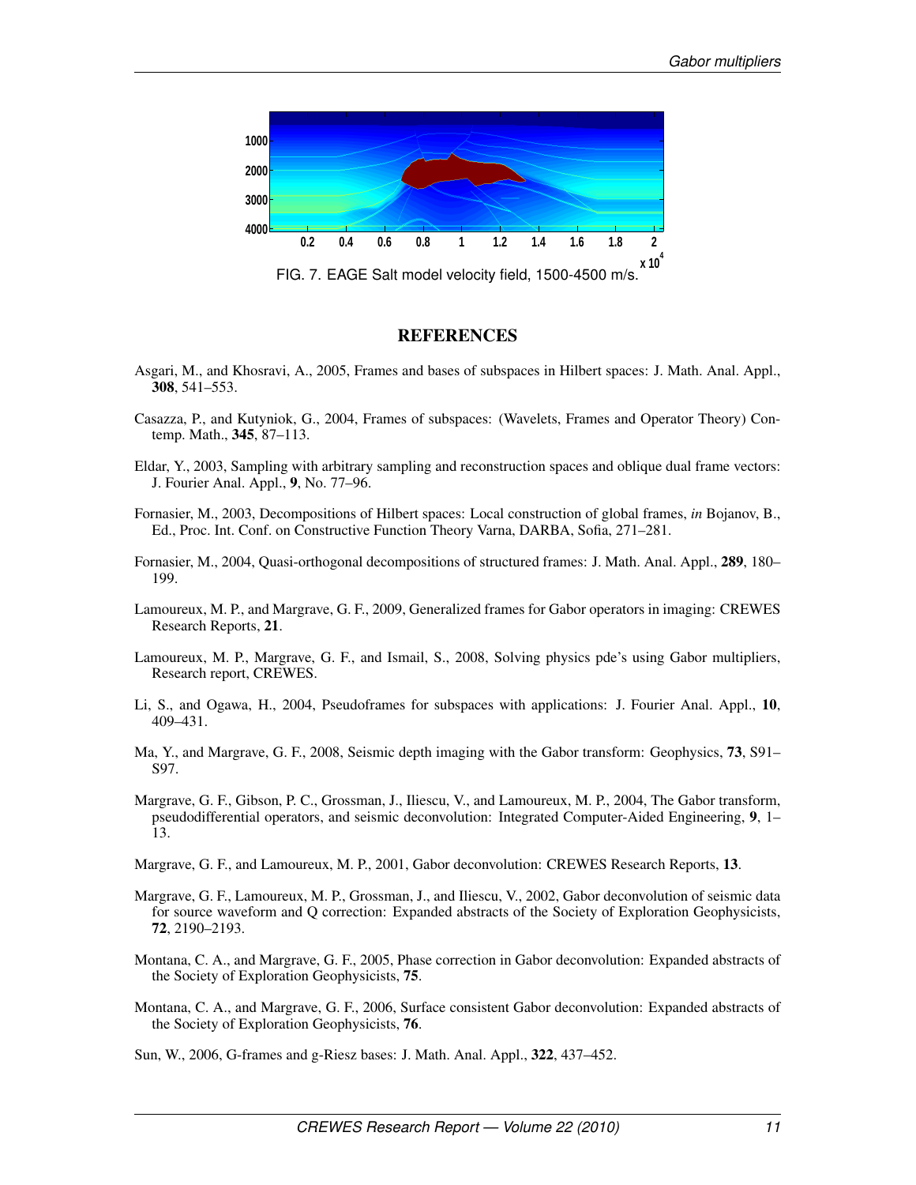FIG. 7. EAGE Salt model velocity field, 1500-4500 m/s.

## REFERENCES

Asgari, M., and Khosravi, A., 2005, Frames and bases of subspaces in Hilbert spaces: J. Math. Anal. Appl., **308**, 541–553.

Casazza, P., and Kutyniok, G., 2004, Frames of subspaces: (Wavelets, Frames and Operator Theory) Contemp. Math., **345**, 87–113.

Eldar, Y., 2003, Sampling with arbitrary sampling and reconstruction spaces and oblique dual frame vectors: J. Fourier Anal. Appl., **9**, No. 77–96.

Fornasier, M., 2003, Decompositions of Hilbert spaces: Local construction of global frames, *in* Bojanov, B., Ed., Proc. Int. Conf. on Constructive Function Theory Varna, DARBA, Sofia, 271–281.

Fornasier, M., 2004, Quasi-orthogonal decompositions of structured frames: J. Math. Anal. Appl., **289**, 180–199.

Lamoureux, M. P., and Margrave, G. F., 2009, Generalized frames for Gabor operators in imaging: CREWES Research Reports, **21**.

Lamoureux, M. P., Margrave, G. F., and Ismail, S., 2008, Solving physics pde's using Gabor multipliers, Research report, CREWES.

Li, S., and Ogawa, H., 2004, Pseudoframes for subspaces with applications: J. Fourier Anal. Appl., **10**, 409–431.

Ma, Y., and Margrave, G. F., 2008, Seismic depth imaging with the Gabor transform: Geophysics, **73**, S91–S97.

Margrave, G. F., Gibson, P. C., Grossman, J., Iliescu, V., and Lamoureux, M. P., 2004, The Gabor transform, pseudodifferential operators, and seismic deconvolution: Integrated Computer-Aided Engineering, **9**, 1–13.

Margrave, G. F., and Lamoureux, M. P., 2001, Gabor deconvolution: CREWES Research Reports, **13**.

Margrave, G. F., Lamoureux, M. P., Grossman, J., and Iliescu, V., 2002, Gabor deconvolution of seismic data for source waveform and Q correction: Expanded abstracts of the Society of Exploration Geophysicists, **72**, 2190–2193.

Montana, C. A., and Margrave, G. F., 2005, Phase correction in Gabor deconvolution: Expanded abstracts of the Society of Exploration Geophysicists, **75**.

Montana, C. A., and Margrave, G. F., 2006, Surface consistent Gabor deconvolution: Expanded abstracts of the Society of Exploration Geophysicists, **76**.

Sun, W., 2006, G-frames and g-Riesz bases: J. Math. Anal. Appl., **322**, 437–452.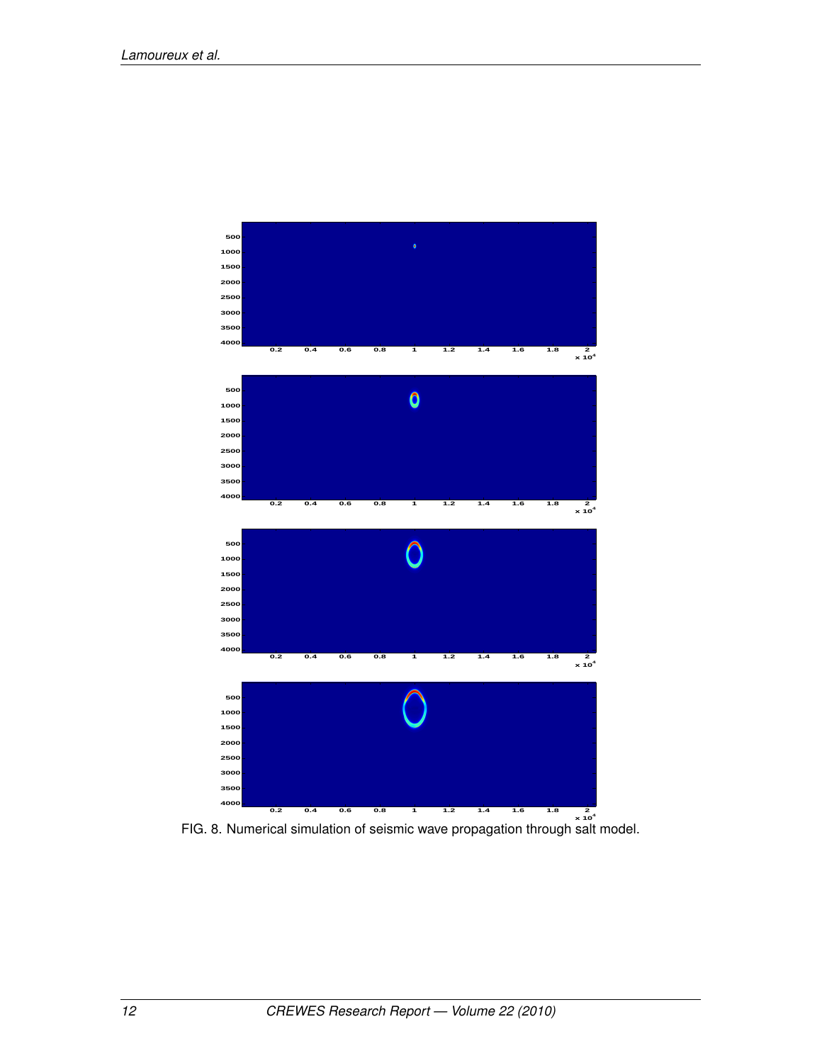FIG. 8. Numerical simulation of seismic wave propagation through salt model.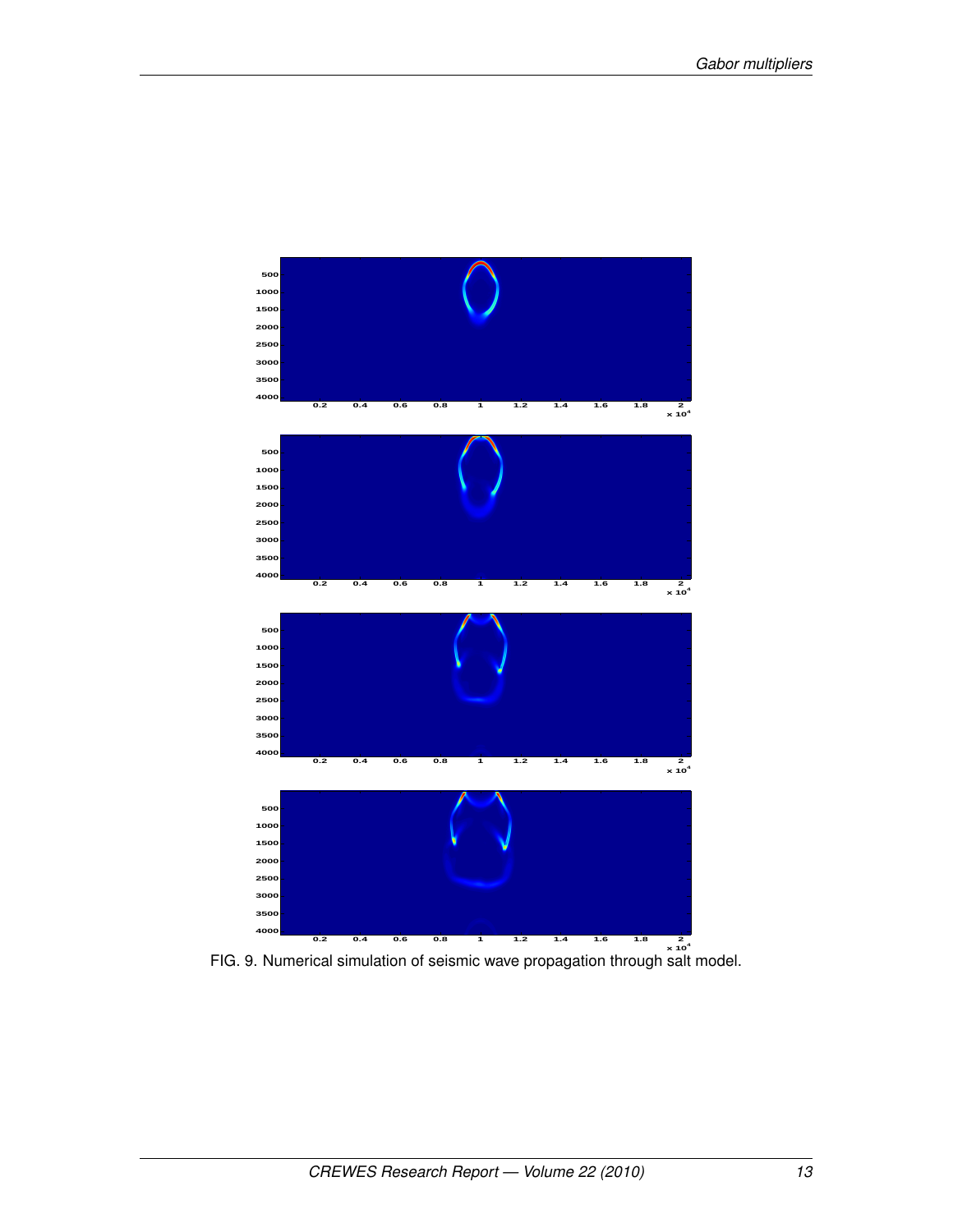FIG. 9. Numerical simulation of seismic wave propagation through salt model.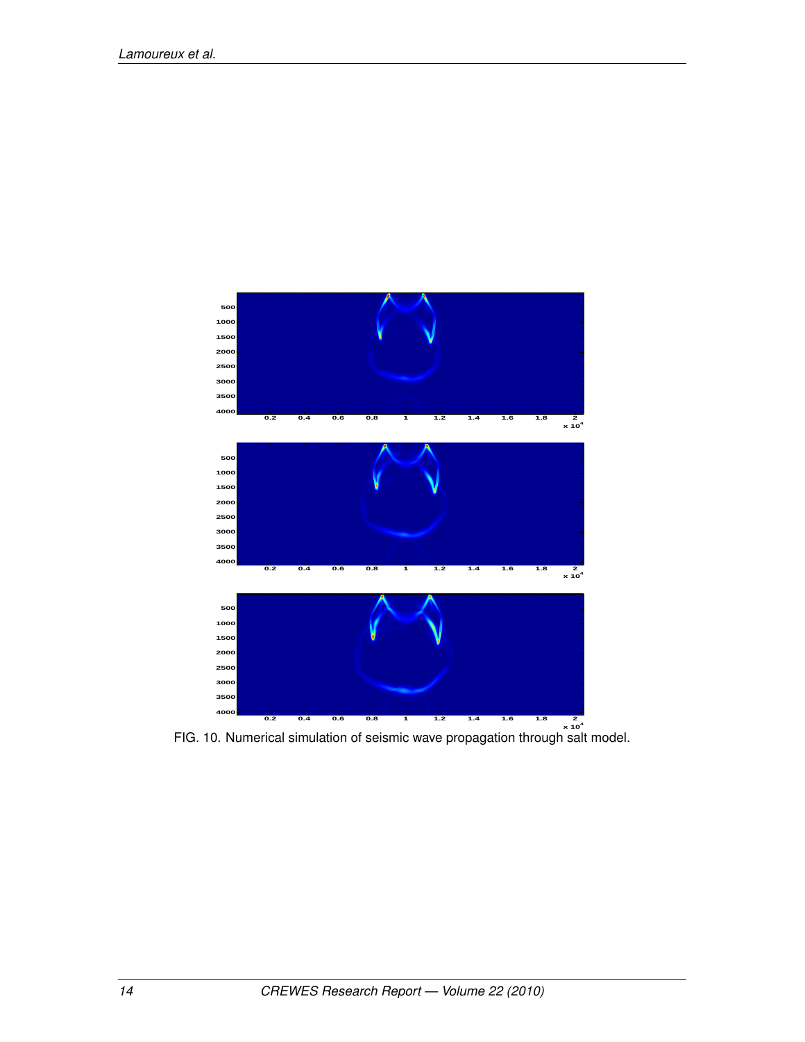500
1000
1500
2000
2500
3000
3500
4000

0.2 0.4 0.6 0.8 1 1.2 1.4 1.6 1.8 2
x 10^4

500
1000
1500
2000
2500
3000
3500
4000

0.2 0.4 0.6 0.8 1 1.2 1.4 1.6 1.8 2
x 10^4

500
1000
1500
2000
2500
3000
3500
4000

0.2 0.4 0.6 0.8 1 1.2 1.4 1.6 1.8 2
x 10^4

FIG. 10. Numerical simulation of seismic wave propagation through salt model.